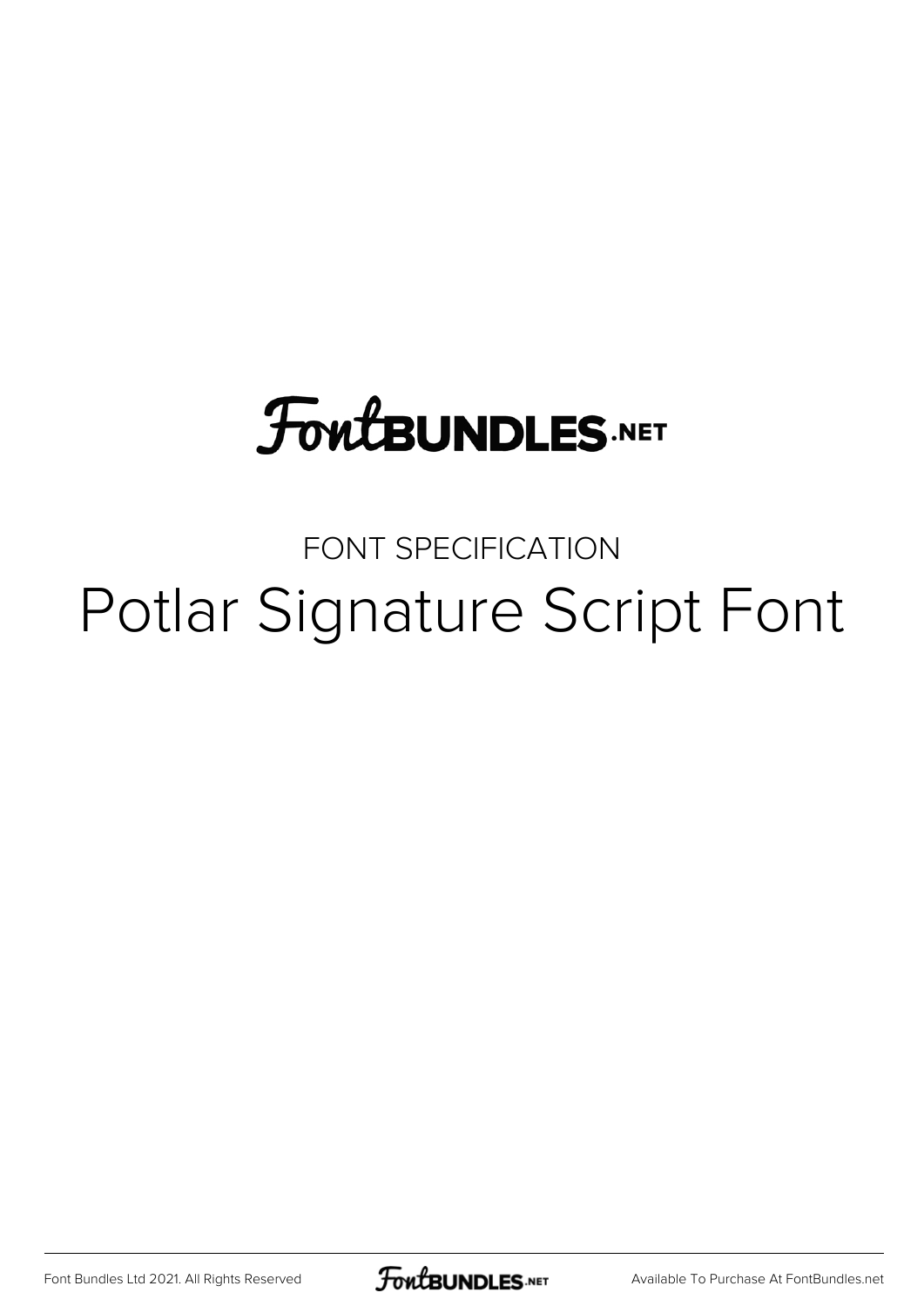FontBUNDLES.NET

FONT SPECIFICATION

# Potlar Signature Script Font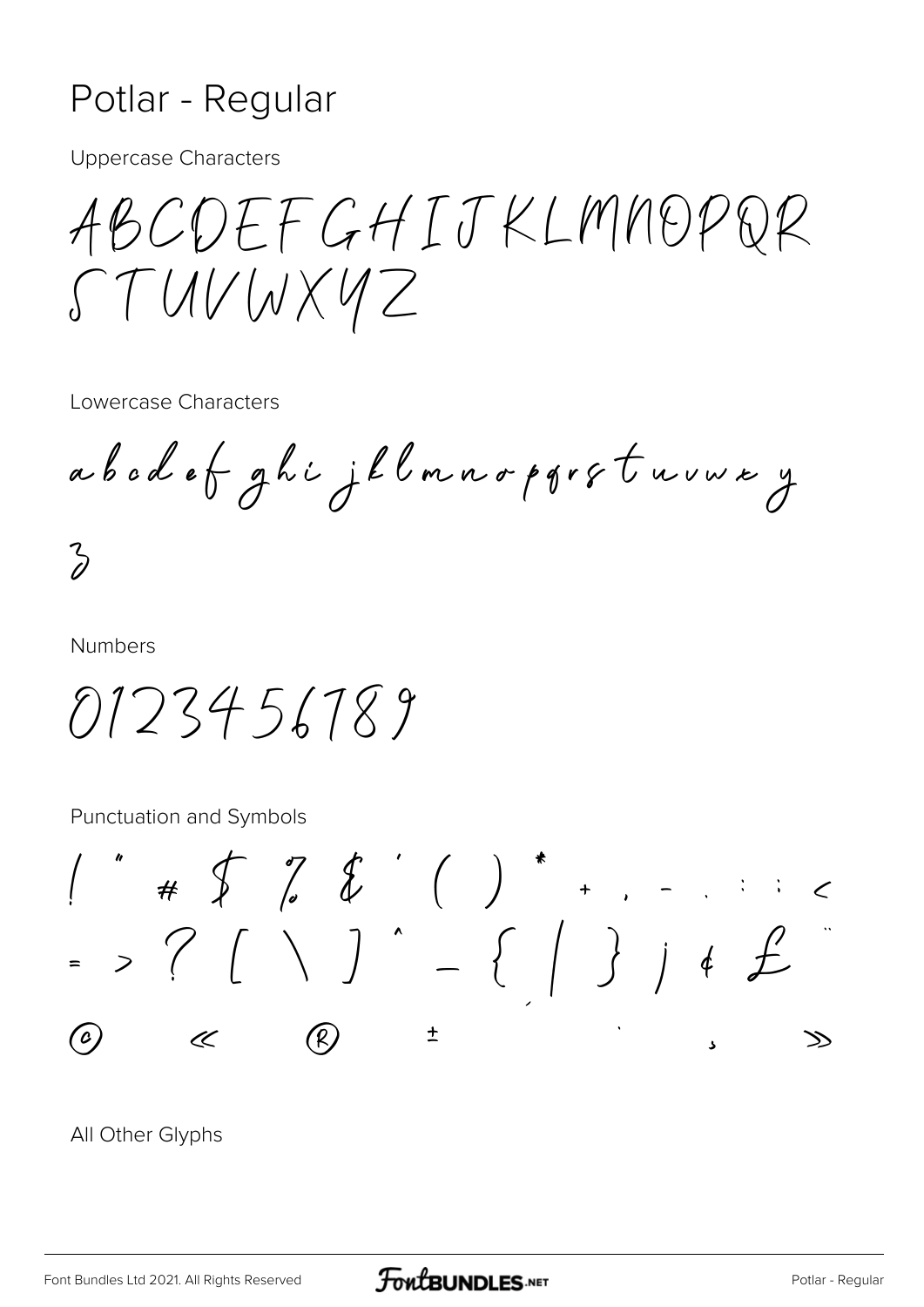# Potlar - Regular

Uppercase Characters

ABCDEFGHIJKLMNOPQR
STUVWXYZ

Lowercase Characters

abcdefghijklmnopqrstuvwxy
z

Numbers

0123456789

Punctuation and Symbols

! " # $ % & ' ( ) * + , - . : ; <
= > ? [ \ ] ^ _ { | } ¡ ¢ £ ¨
© « ® ± ´ ¸ »

All Other Glyphs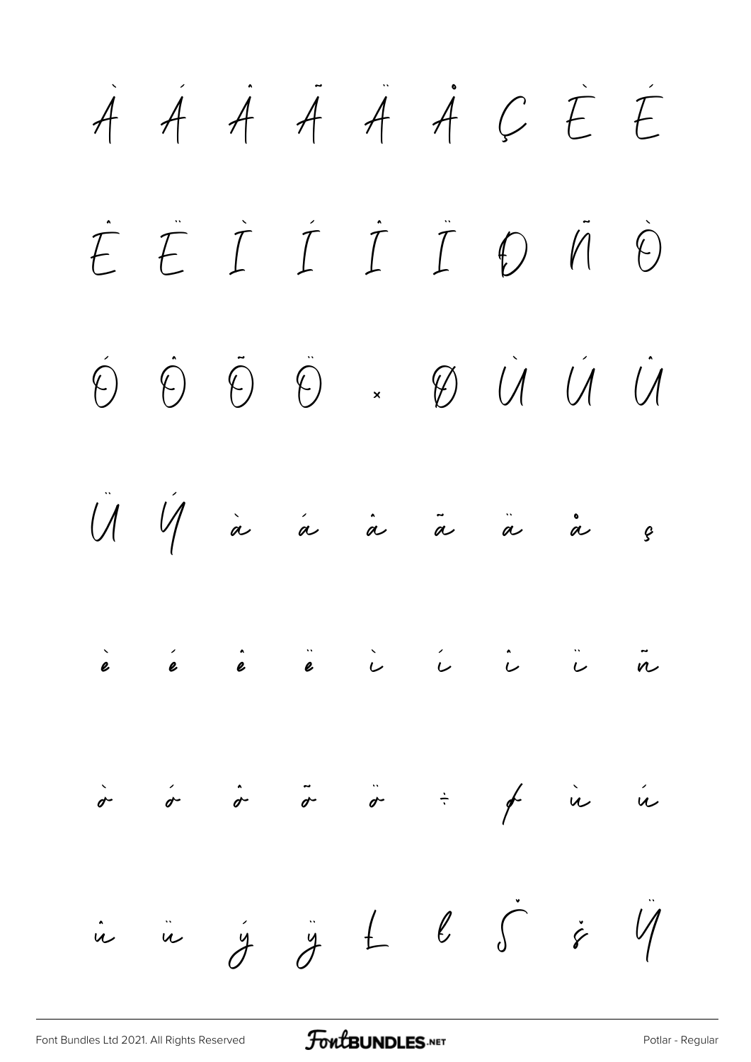À Á Â Ã Ä Å Ç È É

Ê Ë Ì Í Î Ï Ð Ñ Ò

Ó Ô Õ Ö × Ø Ù Ú Û

Ü Ý à á â ã ä å ç

è é ê ë ì í î ï ñ

ò ó ô õ ö ÷ ø ù ú

û ü ý ÿ Ł ł Ŝ ŝ Ÿ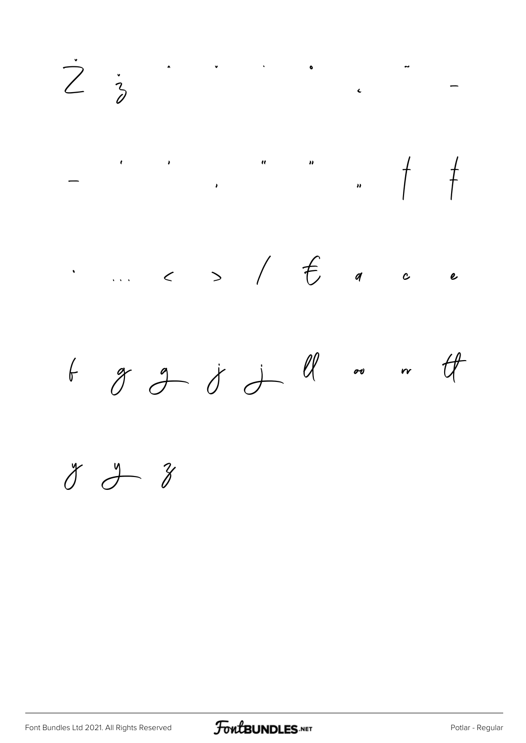Ż ż ˆ ˇ ˋ ˚ ˛ ˜ –

— ' ' ‚ " " „ † ‡

• … ‹ › ⁄ € a c e

f g g j j ll oo rr tt

y y z